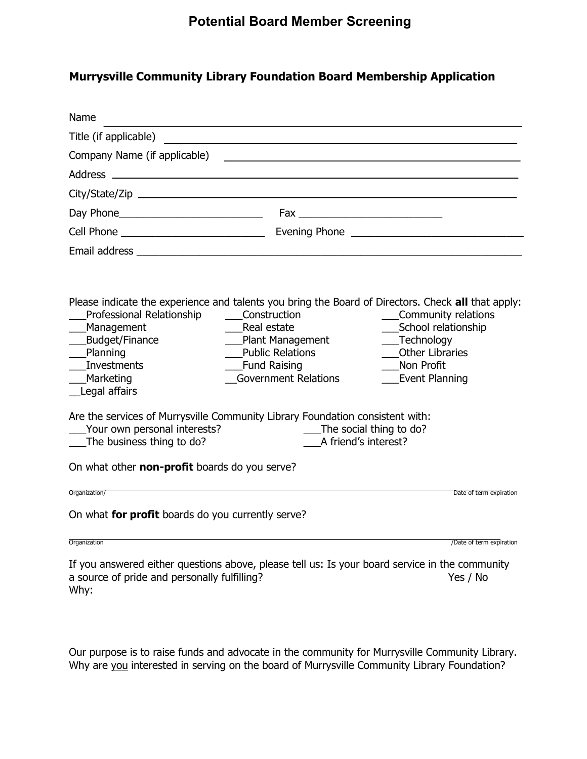# Potential Board Member Screening

## Murrysville Community Library Foundation Board Membership Application

Name ______________________________________________________________

Title (if applicable) ______________________________________________________

Company Name (if applicable) ______________________________________________

Address ____________________________________________________________

City/State/Zip _______________________________________________________

Day Phone__________________________ Fax __________________________

Cell Phone __________________________ Evening Phone ______________________________

Email address ________________________________________________________________

Please indicate the experience and talents you bring the Board of Directors. Check **all** that apply:

___Professional Relationship ___Construction ___Community relations
___Management ___Real estate ___School relationship
___Budget/Finance ___Plant Management ___Technology
___Planning ___Public Relations ___Other Libraries
___Investments ___Fund Raising ___Non Profit
___Marketing __Government Relations ___Event Planning
__Legal affairs

Are the services of Murrysville Community Library Foundation consistent with:

___Your own personal interests? ___The social thing to do?
___The business thing to do? ___A friend's interest?

On what other **non-profit** boards do you serve?

______________________________________________________________________
Organization/ Date of term expiration

On what **for profit** boards do you currently serve?

______________________________________________________________________
Organization /Date of term expiration

If you answered either questions above, please tell us: Is your board service in the community a source of pride and personally fulfilling? Yes / No

Why:

Our purpose is to raise funds and advocate in the community for Murrysville Community Library. Why are you interested in serving on the board of Murrysville Community Library Foundation?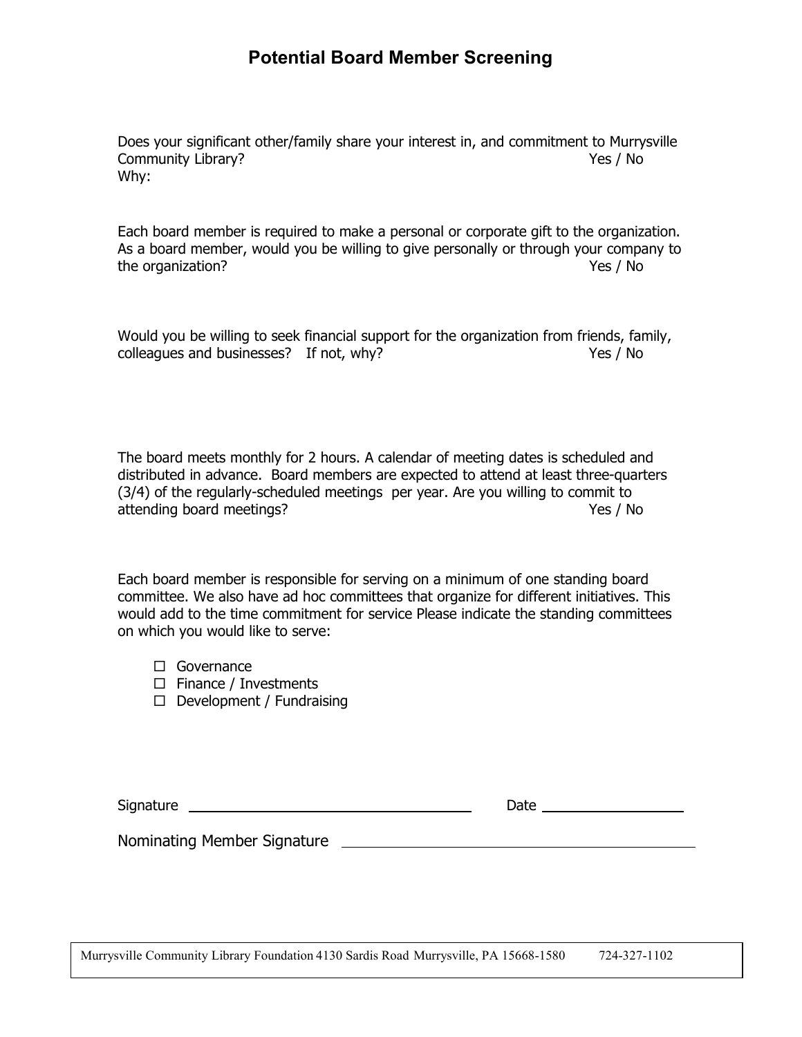# Potential Board Member Screening

Does your significant other/family share your interest in, and commitment to Murrysville Community Library? Yes / No
Why:

Each board member is required to make a personal or corporate gift to the organization. As a board member, would you be willing to give personally or through your company to the organization? Yes / No

Would you be willing to seek financial support for the organization from friends, family, colleagues and businesses? If not, why? Yes / No

The board meets monthly for 2 hours. A calendar of meeting dates is scheduled and distributed in advance. Board members are expected to attend at least three-quarters (3/4) of the regularly-scheduled meetings per year. Are you willing to commit to attending board meetings? Yes / No

Each board member is responsible for serving on a minimum of one standing board committee. We also have ad hoc committees that organize for different initiatives. This would add to the time commitment for service Please indicate the standing committees on which you would like to serve:

- ☐ Governance
- ☐ Finance / Investments
- ☐ Development / Fundraising

Signature \_\_\_\_\_\_\_\_\_\_\_\_\_\_\_\_\_\_\_\_\_\_\_\_\_\_\_\_\_\_ Date \_\_\_\_\_\_\_\_\_\_\_\_\_\_\_

Nominating Member Signature \_\_\_\_\_\_\_\_\_\_\_\_\_\_\_\_\_\_\_\_\_\_\_\_\_\_\_\_\_\_\_\_\_\_\_\_

Murrysville Community Library Foundation 4130 Sardis Road Murrysville, PA 15668-1580 724-327-1102